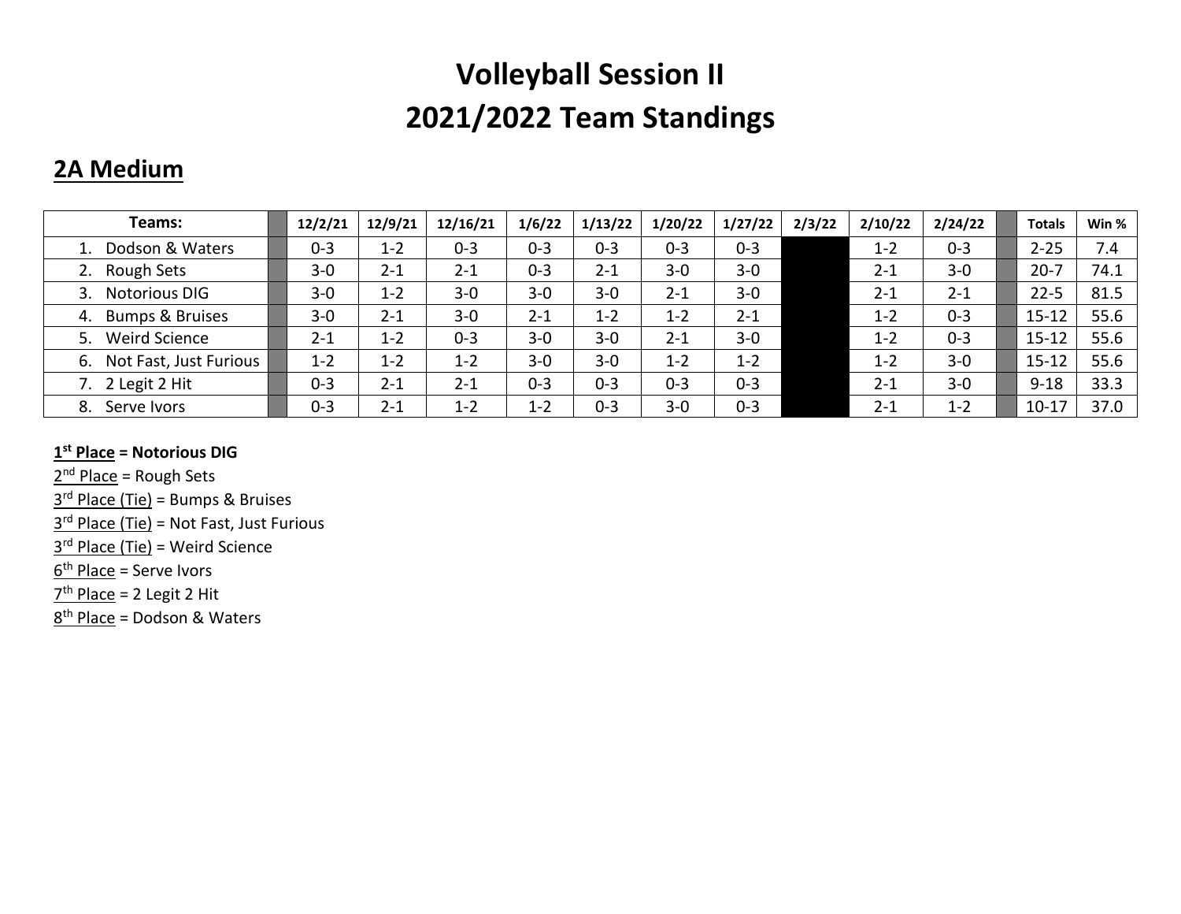# Volleyball Session II
# 2021/2022 Team Standings

## 2A Medium

| Teams: | | 12/2/21 | 12/9/21 | 12/16/21 | 1/6/22 | 1/13/22 | 1/20/22 | 1/27/22 | 2/3/22 | 2/10/22 | 2/24/22 | | Totals | Win % |
|---|---|---|---|---|---|---|---|---|---|---|---|---|---|---|
| 1. Dodson & Waters | | 0-3 | 1-2 | 0-3 | 0-3 | 0-3 | 0-3 | 0-3 | | 1-2 | 0-3 | | 2-25 | 7.4 |
| 2. Rough Sets | | 3-0 | 2-1 | 2-1 | 0-3 | 2-1 | 3-0 | 3-0 | | 2-1 | 3-0 | | 20-7 | 74.1 |
| 3. Notorious DIG | | 3-0 | 1-2 | 3-0 | 3-0 | 3-0 | 2-1 | 3-0 | | 2-1 | 2-1 | | 22-5 | 81.5 |
| 4. Bumps & Bruises | | 3-0 | 2-1 | 3-0 | 2-1 | 1-2 | 1-2 | 2-1 | | 1-2 | 0-3 | | 15-12 | 55.6 |
| 5. Weird Science | | 2-1 | 1-2 | 0-3 | 3-0 | 3-0 | 2-1 | 3-0 | | 1-2 | 0-3 | | 15-12 | 55.6 |
| 6. Not Fast, Just Furious | | 1-2 | 1-2 | 1-2 | 3-0 | 3-0 | 1-2 | 1-2 | | 1-2 | 3-0 | | 15-12 | 55.6 |
| 7. 2 Legit 2 Hit | | 0-3 | 2-1 | 2-1 | 0-3 | 0-3 | 0-3 | 0-3 | | 2-1 | 3-0 | | 9-18 | 33.3 |
| 8. Serve Ivors | | 0-3 | 2-1 | 1-2 | 1-2 | 0-3 | 3-0 | 0-3 | | 2-1 | 1-2 | | 10-17 | 37.0 |

**1st Place = Notorious DIG**

2nd Place = Rough Sets

3rd Place (Tie) = Bumps & Bruises

3rd Place (Tie) = Not Fast, Just Furious

3rd Place (Tie) = Weird Science

6th Place = Serve Ivors

7th Place = 2 Legit 2 Hit

8th Place = Dodson & Waters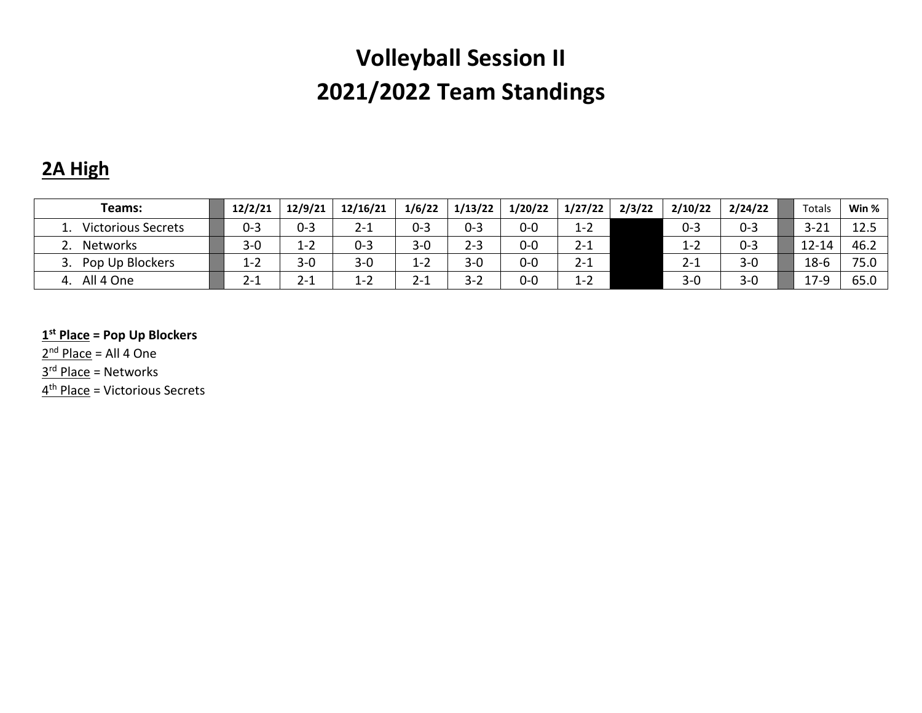# Volleyball Session II
# 2021/2022 Team Standings

## 2A High

| Teams: | | 12/2/21 | 12/9/21 | 12/16/21 | 1/6/22 | 1/13/22 | 1/20/22 | 1/27/22 | 2/3/22 | 2/10/22 | 2/24/22 | | Totals | Win % |
|---|---|---|---|---|---|---|---|---|---|---|---|---|---|---|
| 1. Victorious Secrets | | 0-3 | 0-3 | 2-1 | 0-3 | 0-3 | 0-0 | 1-2 | | 0-3 | 0-3 | | 3-21 | 12.5 |
| 2. Networks | | 3-0 | 1-2 | 0-3 | 3-0 | 2-3 | 0-0 | 2-1 | | 1-2 | 0-3 | | 12-14 | 46.2 |
| 3. Pop Up Blockers | | 1-2 | 3-0 | 3-0 | 1-2 | 3-0 | 0-0 | 2-1 | | 2-1 | 3-0 | | 18-6 | 75.0 |
| 4. All 4 One | | 2-1 | 2-1 | 1-2 | 2-1 | 3-2 | 0-0 | 1-2 | | 3-0 | 3-0 | | 17-9 | 65.0 |

**1st Place = Pop Up Blockers**

2nd Place = All 4 One

3rd Place = Networks

4th Place = Victorious Secrets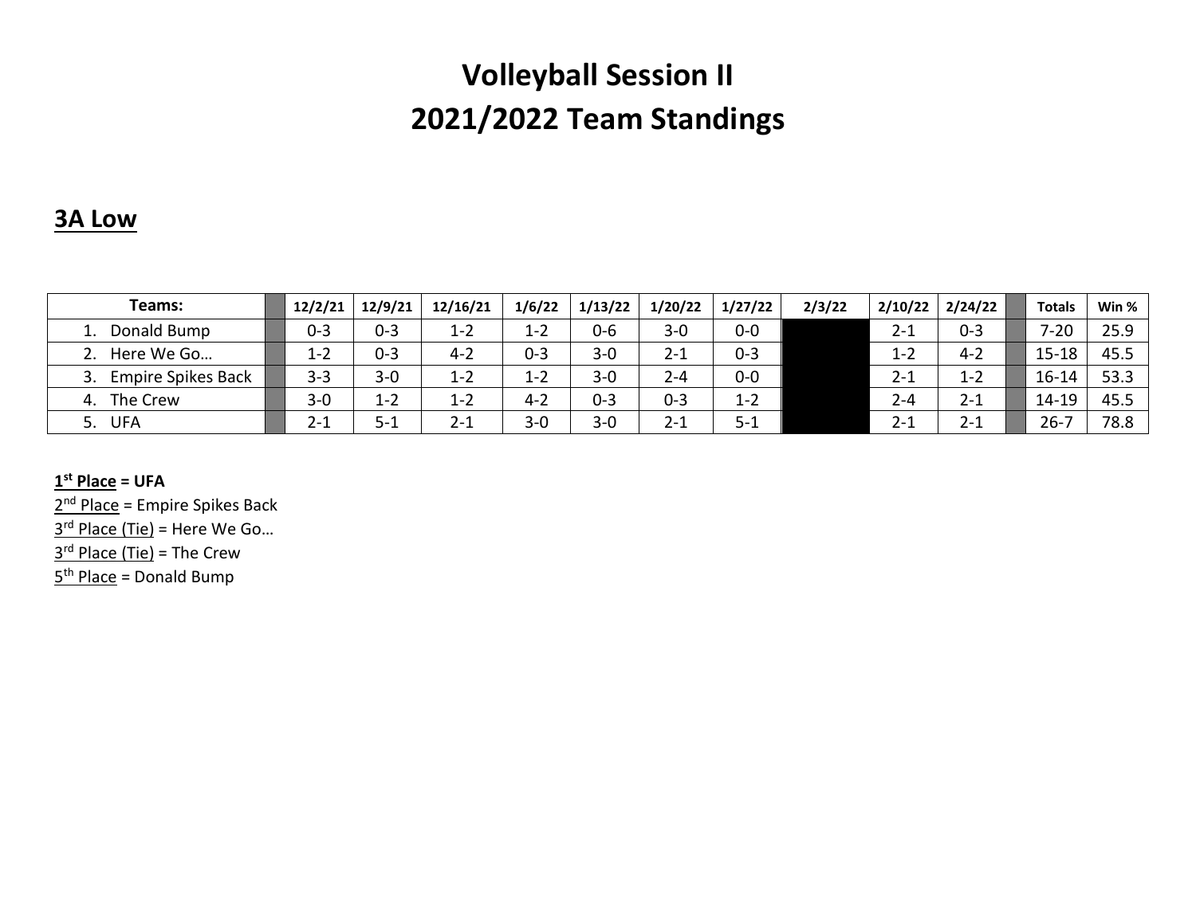# Volleyball Session II
# 2021/2022 Team Standings

## 3A Low

| Teams: | | 12/2/21 | 12/9/21 | 12/16/21 | 1/6/22 | 1/13/22 | 1/20/22 | 1/27/22 | 2/3/22 | 2/10/22 | 2/24/22 | | Totals | Win % |
|---|---|---|---|---|---|---|---|---|---|---|---|---|---|---|
| 1. Donald Bump | | 0-3 | 0-3 | 1-2 | 1-2 | 0-6 | 3-0 | 0-0 | | 2-1 | 0-3 | | 7-20 | 25.9 |
| 2. Here We Go… | | 1-2 | 0-3 | 4-2 | 0-3 | 3-0 | 2-1 | 0-3 | | 1-2 | 4-2 | | 15-18 | 45.5 |
| 3. Empire Spikes Back | | 3-3 | 3-0 | 1-2 | 1-2 | 3-0 | 2-4 | 0-0 | | 2-1 | 1-2 | | 16-14 | 53.3 |
| 4. The Crew | | 3-0 | 1-2 | 1-2 | 4-2 | 0-3 | 0-3 | 1-2 | | 2-4 | 2-1 | | 14-19 | 45.5 |
| 5. UFA | | 2-1 | 5-1 | 2-1 | 3-0 | 3-0 | 2-1 | 5-1 | | 2-1 | 2-1 | | 26-7 | 78.8 |

**1st Place = UFA**
2nd Place = Empire Spikes Back
3rd Place (Tie) = Here We Go…
3rd Place (Tie) = The Crew
5th Place = Donald Bump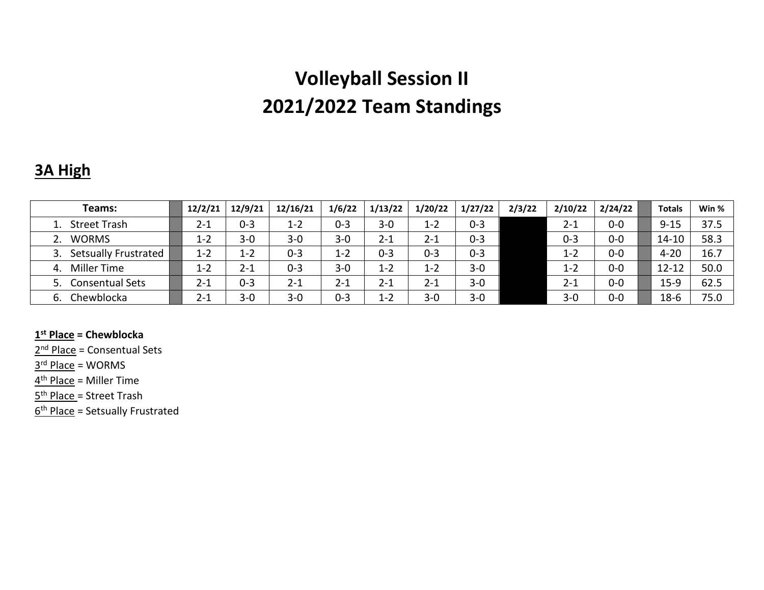# Volleyball Session II
# 2021/2022 Team Standings

## 3A High

| Teams: | | 12/2/21 | 12/9/21 | 12/16/21 | 1/6/22 | 1/13/22 | 1/20/22 | 1/27/22 | 2/3/22 | 2/10/22 | 2/24/22 | | Totals | Win % |
|---|---|---|---|---|---|---|---|---|---|---|---|---|---|---|
| 1. Street Trash | | 2-1 | 0-3 | 1-2 | 0-3 | 3-0 | 1-2 | 0-3 | | 2-1 | 0-0 | | 9-15 | 37.5 |
| 2. WORMS | | 1-2 | 3-0 | 3-0 | 3-0 | 2-1 | 2-1 | 0-3 | | 0-3 | 0-0 | | 14-10 | 58.3 |
| 3. Setsually Frustrated | | 1-2 | 1-2 | 0-3 | 1-2 | 0-3 | 0-3 | 0-3 | | 1-2 | 0-0 | | 4-20 | 16.7 |
| 4. Miller Time | | 1-2 | 2-1 | 0-3 | 3-0 | 1-2 | 1-2 | 3-0 | | 1-2 | 0-0 | | 12-12 | 50.0 |
| 5. Consentual Sets | | 2-1 | 0-3 | 2-1 | 2-1 | 2-1 | 2-1 | 3-0 | | 2-1 | 0-0 | | 15-9 | 62.5 |
| 6. Chewblocka | | 2-1 | 3-0 | 3-0 | 0-3 | 1-2 | 3-0 | 3-0 | | 3-0 | 0-0 | | 18-6 | 75.0 |

**1st Place = Chewblocka**

2nd Place = Consentual Sets

3rd Place = WORMS

4th Place = Miller Time

5th Place = Street Trash

6th Place = Setsually Frustrated